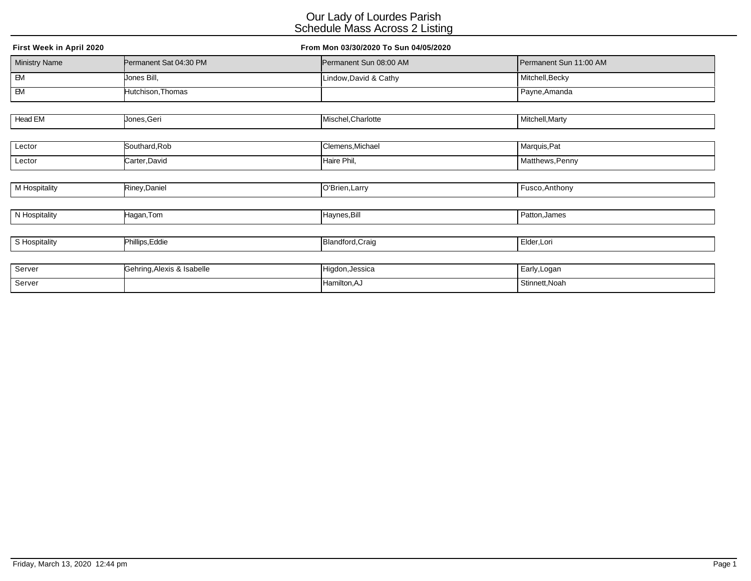# Our Lady of Lourdes Parish
## Schedule Mass Across 2 Listing

**First Week in April 2020** **From Mon 03/30/2020 To Sun 04/05/2020**

| Ministry Name | Permanent Sat 04:30 PM | Permanent Sun 08:00 AM | Permanent Sun 11:00 AM |
|---|---|---|---|
| EM | Jones Bill, | Lindow,David & Cathy | Mitchell,Becky |
| EM | Hutchison,Thomas | | Payne,Amanda |
| Head EM | Jones,Geri | Mischel,Charlotte | Mitchell,Marty |
| Lector | Southard,Rob | Clemens,Michael | Marquis,Pat |
| Lector | Carter,David | Haire Phil, | Matthews,Penny |
| M Hospitality | Riney,Daniel | O'Brien,Larry | Fusco,Anthony |
| N Hospitality | Hagan,Tom | Haynes,Bill | Patton,James |
| S Hospitality | Phillips,Eddie | Blandford,Craig | Elder,Lori |
| Server | Gehring,Alexis & Isabelle | Higdon,Jessica | Early,Logan |
| Server | | Hamilton,AJ | Stinnett,Noah |

Friday, March 13, 2020 12:44 pm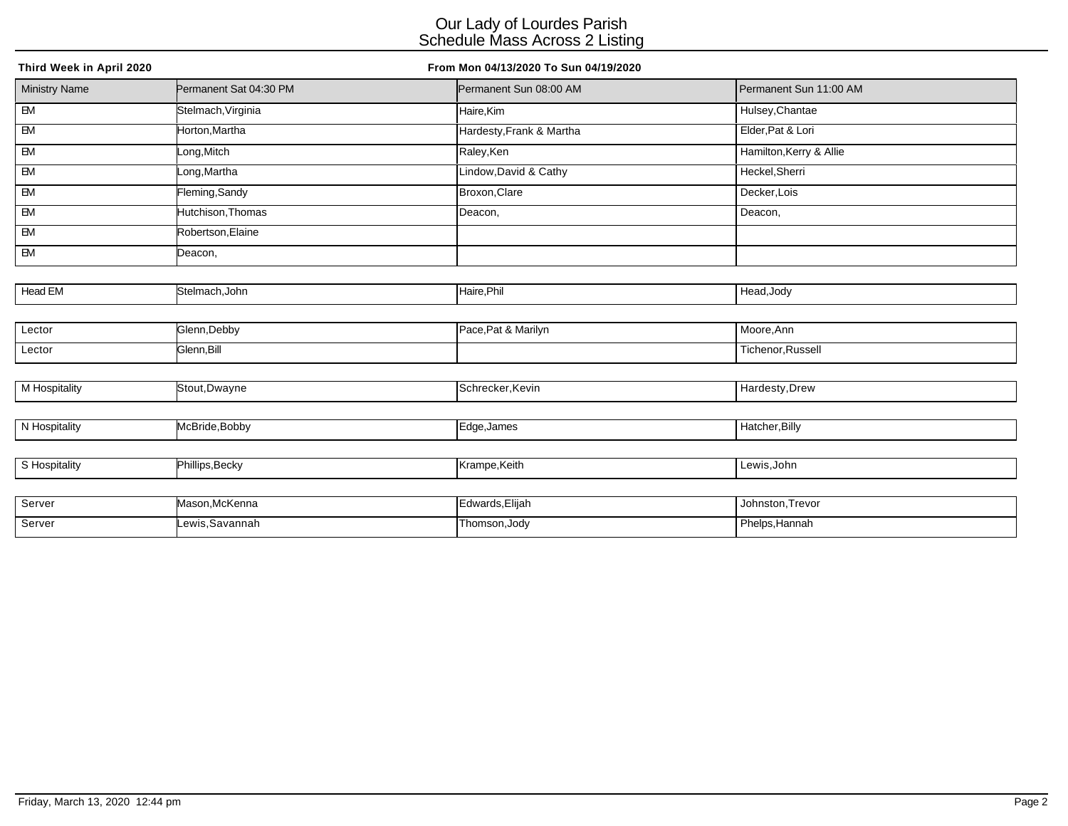# Our Lady of Lourdes Parish
## Schedule Mass Across 2 Listing

**Third Week in April 2020** **From Mon 04/13/2020 To Sun 04/19/2020**

| Ministry Name | Permanent Sat 04:30 PM | Permanent Sun 08:00 AM | Permanent Sun 11:00 AM |
|---|---|---|---|
| EM | Stelmach,Virginia | Haire,Kim | Hulsey,Chantae |
| EM | Horton,Martha | Hardesty,Frank & Martha | Elder,Pat & Lori |
| EM | Long,Mitch | Raley,Ken | Hamilton,Kerry & Allie |
| EM | Long,Martha | Lindow,David & Cathy | Heckel,Sherri |
| EM | Fleming,Sandy | Broxon,Clare | Decker,Lois |
| EM | Hutchison,Thomas | Deacon, | Deacon, |
| EM | Robertson,Elaine | | |
| EM | Deacon, | | |
| Head EM | Stelmach,John | Haire,Phil | Head,Jody |
| Lector | Glenn,Debby | Pace,Pat & Marilyn | Moore,Ann |
| Lector | Glenn,Bill | | Tichenor,Russell |
| M Hospitality | Stout,Dwayne | Schrecker,Kevin | Hardesty,Drew |
| N Hospitality | McBride,Bobby | Edge,James | Hatcher,Billy |
| S Hospitality | Phillips,Becky | Krampe,Keith | Lewis,John |
| Server | Mason,McKenna | Edwards,Elijah | Johnston,Trevor |
| Server | Lewis,Savannah | Thomson,Jody | Phelps,Hannah |

Friday, March 13, 2020 12:44 pm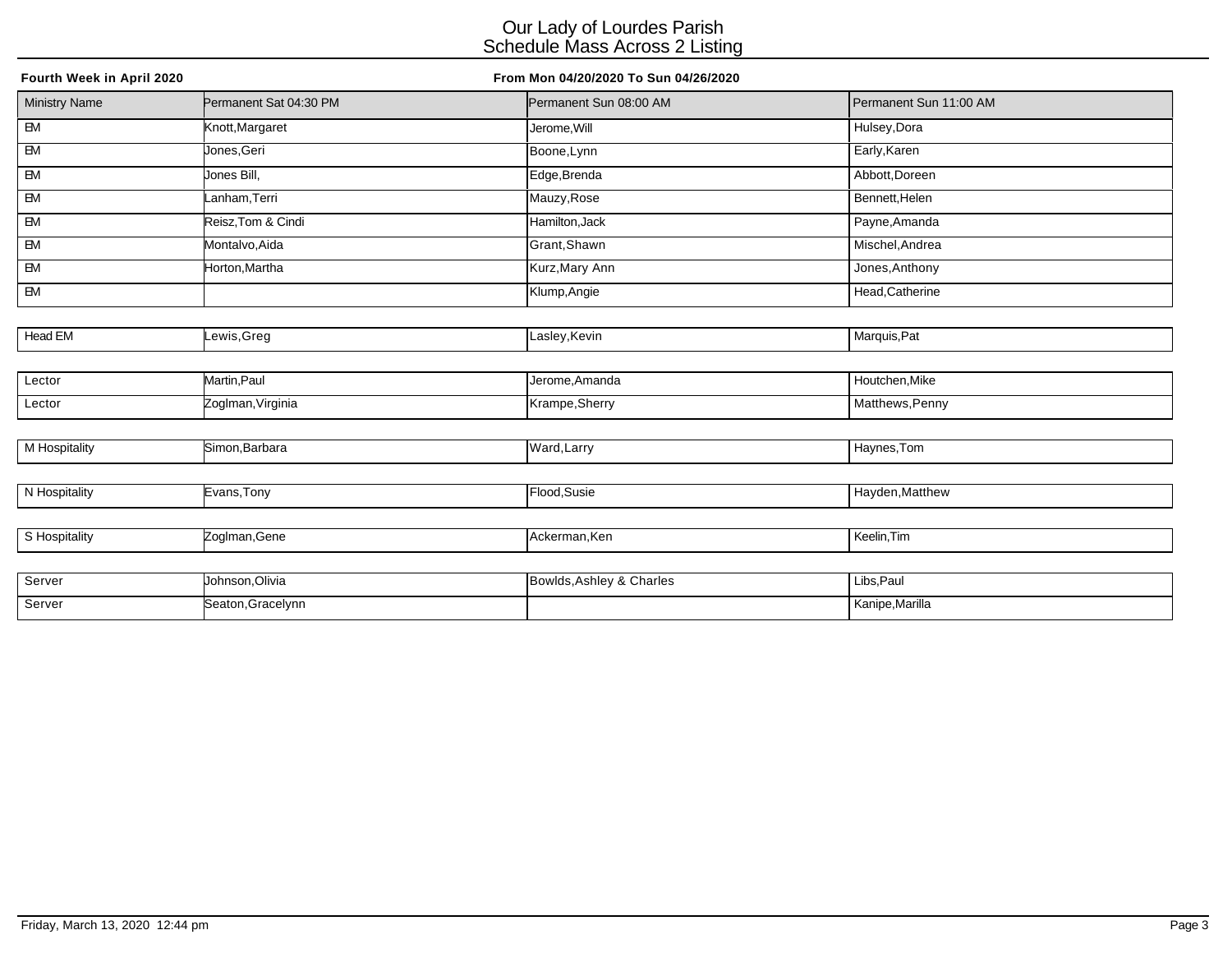# Our Lady of Lourdes Parish
## Schedule Mass Across 2 Listing

**Fourth Week in April 2020** **From Mon 04/20/2020 To Sun 04/26/2020**

| Ministry Name | Permanent Sat 04:30 PM | Permanent Sun 08:00 AM | Permanent Sun 11:00 AM |
|---|---|---|---|
| EM | Knott,Margaret | Jerome,Will | Hulsey,Dora |
| EM | Jones,Geri | Boone,Lynn | Early,Karen |
| EM | Jones Bill, | Edge,Brenda | Abbott,Doreen |
| EM | Lanham,Terri | Mauzy,Rose | Bennett,Helen |
| EM | Reisz,Tom & Cindi | Hamilton,Jack | Payne,Amanda |
| EM | Montalvo,Aida | Grant,Shawn | Mischel,Andrea |
| EM | Horton,Martha | Kurz,Mary Ann | Jones,Anthony |
| EM | | Klump,Angie | Head,Catherine |
| Head EM | Lewis,Greg | Lasley,Kevin | Marquis,Pat |
| Lector | Martin,Paul | Jerome,Amanda | Houtchen,Mike |
| Lector | Zoglman,Virginia | Krampe,Sherry | Matthews,Penny |
| M Hospitality | Simon,Barbara | Ward,Larry | Haynes,Tom |
| N Hospitality | Evans,Tony | Flood,Susie | Hayden,Matthew |
| S Hospitality | Zoglman,Gene | Ackerman,Ken | Keelin,Tim |
| Server | Johnson,Olivia | Bowlds,Ashley & Charles | Libs,Paul |
| Server | Seaton,Gracelynn | | Kanipe,Marilla |

Friday, March 13, 2020 12:44 pm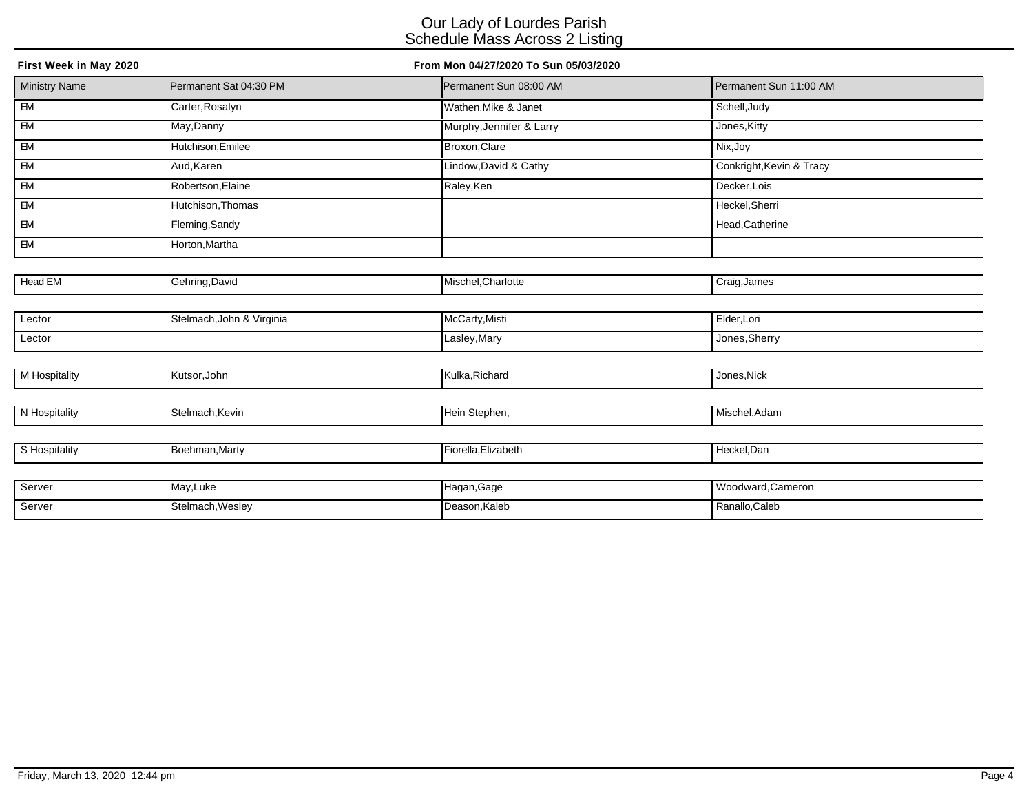# Our Lady of Lourdes Parish
## Schedule Mass Across 2 Listing

**First Week in May 2020** **From Mon 04/27/2020 To Sun 05/03/2020**

| Ministry Name | Permanent Sat 04:30 PM | Permanent Sun 08:00 AM | Permanent Sun 11:00 AM |
|---|---|---|---|
| EM | Carter,Rosalyn | Wathen,Mike & Janet | Schell,Judy |
| EM | May,Danny | Murphy,Jennifer & Larry | Jones,Kitty |
| EM | Hutchison,Emilee | Broxon,Clare | Nix,Joy |
| EM | Aud,Karen | Lindow,David & Cathy | Conkright,Kevin & Tracy |
| EM | Robertson,Elaine | Raley,Ken | Decker,Lois |
| EM | Hutchison,Thomas | | Heckel,Sherri |
| EM | Fleming,Sandy | | Head,Catherine |
| EM | Horton,Martha | | |
| Head EM | Gehring,David | Mischel,Charlotte | Craig,James |
| Lector | Stelmach,John & Virginia | McCarty,Misti | Elder,Lori |
| Lector | | Lasley,Mary | Jones,Sherry |
| M Hospitality | Kutsor,John | Kulka,Richard | Jones,Nick |
| N Hospitality | Stelmach,Kevin | Hein Stephen, | Mischel,Adam |
| S Hospitality | Boehman,Marty | Fiorella,Elizabeth | Heckel,Dan |
| Server | May,Luke | Hagan,Gage | Woodward,Cameron |
| Server | Stelmach,Wesley | Deason,Kaleb | Ranallo,Caleb |

Friday, March 13, 2020 12:44 pm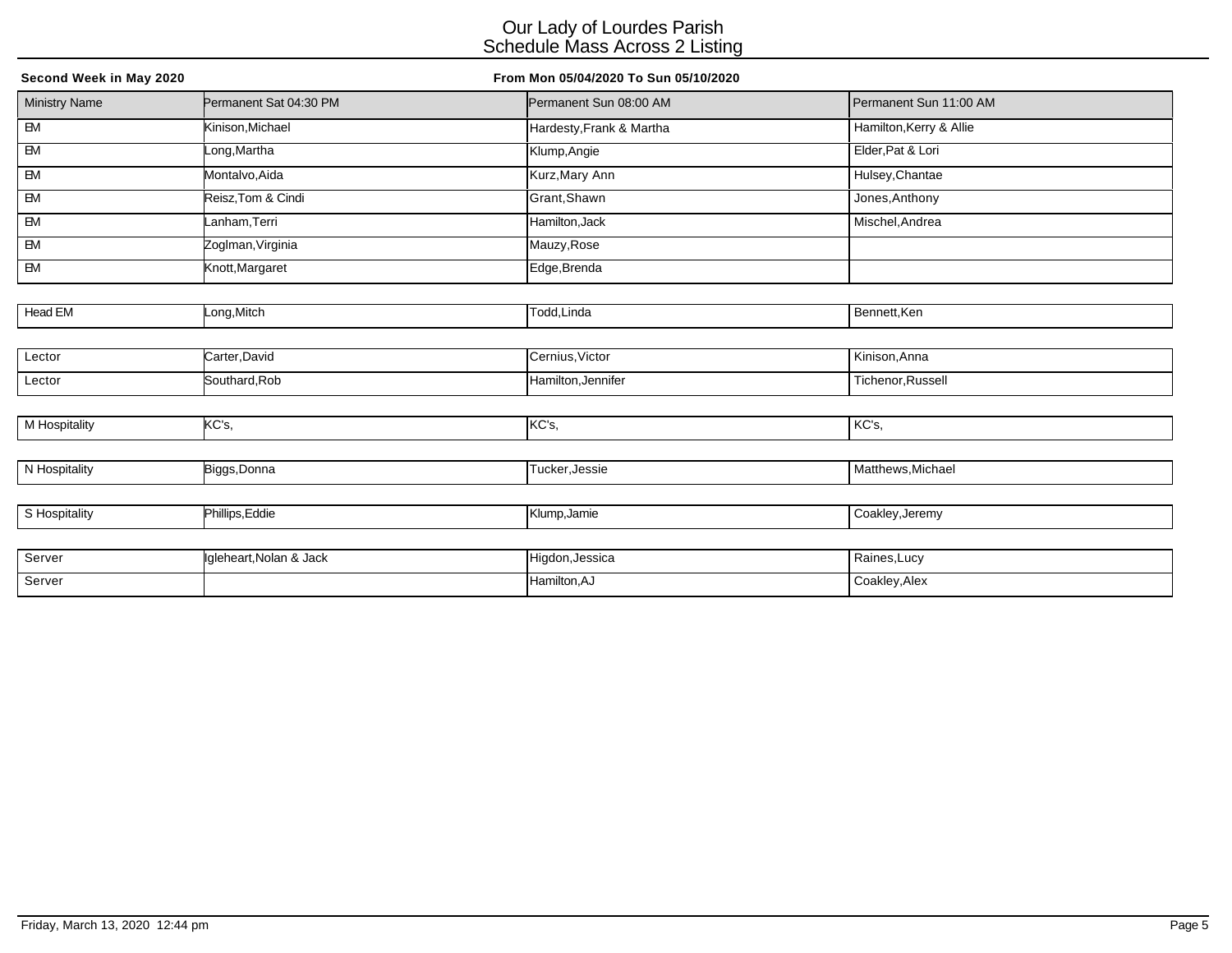# Our Lady of Lourdes Parish
## Schedule Mass Across 2 Listing

**Second Week in May 2020** **From Mon 05/04/2020 To Sun 05/10/2020**

| Ministry Name | Permanent Sat 04:30 PM | Permanent Sun 08:00 AM | Permanent Sun 11:00 AM |
|---|---|---|---|
| EM | Kinison,Michael | Hardesty,Frank & Martha | Hamilton,Kerry & Allie |
| EM | Long,Martha | Klump,Angie | Elder,Pat & Lori |
| EM | Montalvo,Aida | Kurz,Mary Ann | Hulsey,Chantae |
| EM | Reisz,Tom & Cindi | Grant,Shawn | Jones,Anthony |
| EM | Lanham,Terri | Hamilton,Jack | Mischel,Andrea |
| EM | Zoglman,Virginia | Mauzy,Rose | |
| EM | Knott,Margaret | Edge,Brenda | |
| Head EM | Long,Mitch | Todd,Linda | Bennett,Ken |
| Lector | Carter,David | Cernius,Victor | Kinison,Anna |
| Lector | Southard,Rob | Hamilton,Jennifer | Tichenor,Russell |
| M Hospitality | KC's, | KC's, | KC's, |
| N Hospitality | Biggs,Donna | Tucker,Jessie | Matthews,Michael |
| S Hospitality | Phillips,Eddie | Klump,Jamie | Coakley,Jeremy |
| Server | Igleheart,Nolan & Jack | Higdon,Jessica | Raines,Lucy |
| Server | | Hamilton,AJ | Coakley,Alex |

Friday, March 13, 2020 12:44 pm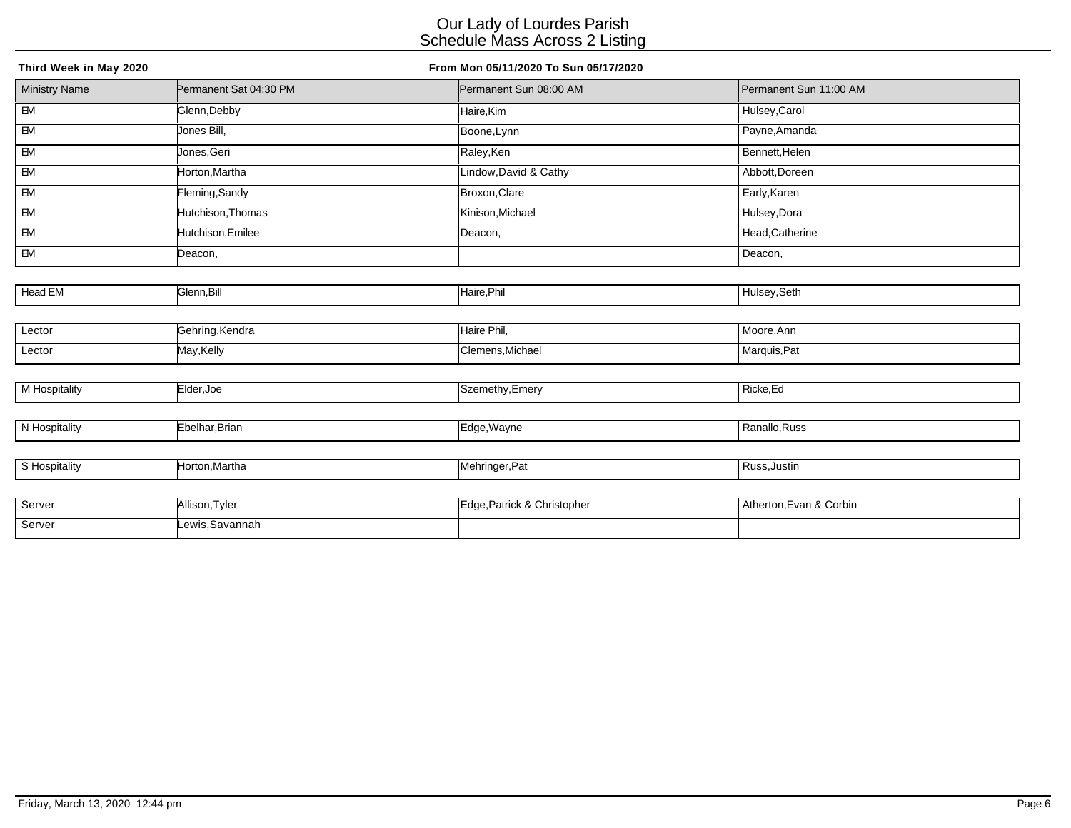# Our Lady of Lourdes Parish
## Schedule Mass Across 2 Listing

**Third Week in May 2020** **From Mon 05/11/2020 To Sun 05/17/2020**

| Ministry Name | Permanent Sat 04:30 PM | Permanent Sun 08:00 AM | Permanent Sun 11:00 AM |
|---|---|---|---|
| EM | Glenn,Debby | Haire,Kim | Hulsey,Carol |
| EM | Jones Bill, | Boone,Lynn | Payne,Amanda |
| EM | Jones,Geri | Raley,Ken | Bennett,Helen |
| EM | Horton,Martha | Lindow,David & Cathy | Abbott,Doreen |
| EM | Fleming,Sandy | Broxon,Clare | Early,Karen |
| EM | Hutchison,Thomas | Kinison,Michael | Hulsey,Dora |
| EM | Hutchison,Emilee | Deacon, | Head,Catherine |
| EM | Deacon, | | Deacon, |
| Head EM | Glenn,Bill | Haire,Phil | Hulsey,Seth |
| Lector | Gehring,Kendra | Haire Phil, | Moore,Ann |
| Lector | May,Kelly | Clemens,Michael | Marquis,Pat |
| M Hospitality | Elder,Joe | Szemethy,Emery | Ricke,Ed |
| N Hospitality | Ebelhar,Brian | Edge,Wayne | Ranallo,Russ |
| S Hospitality | Horton,Martha | Mehringer,Pat | Russ,Justin |
| Server | Allison,Tyler | Edge,Patrick & Christopher | Atherton,Evan & Corbin |
| Server | Lewis,Savannah | | |

Friday, March 13, 2020 12:44 pm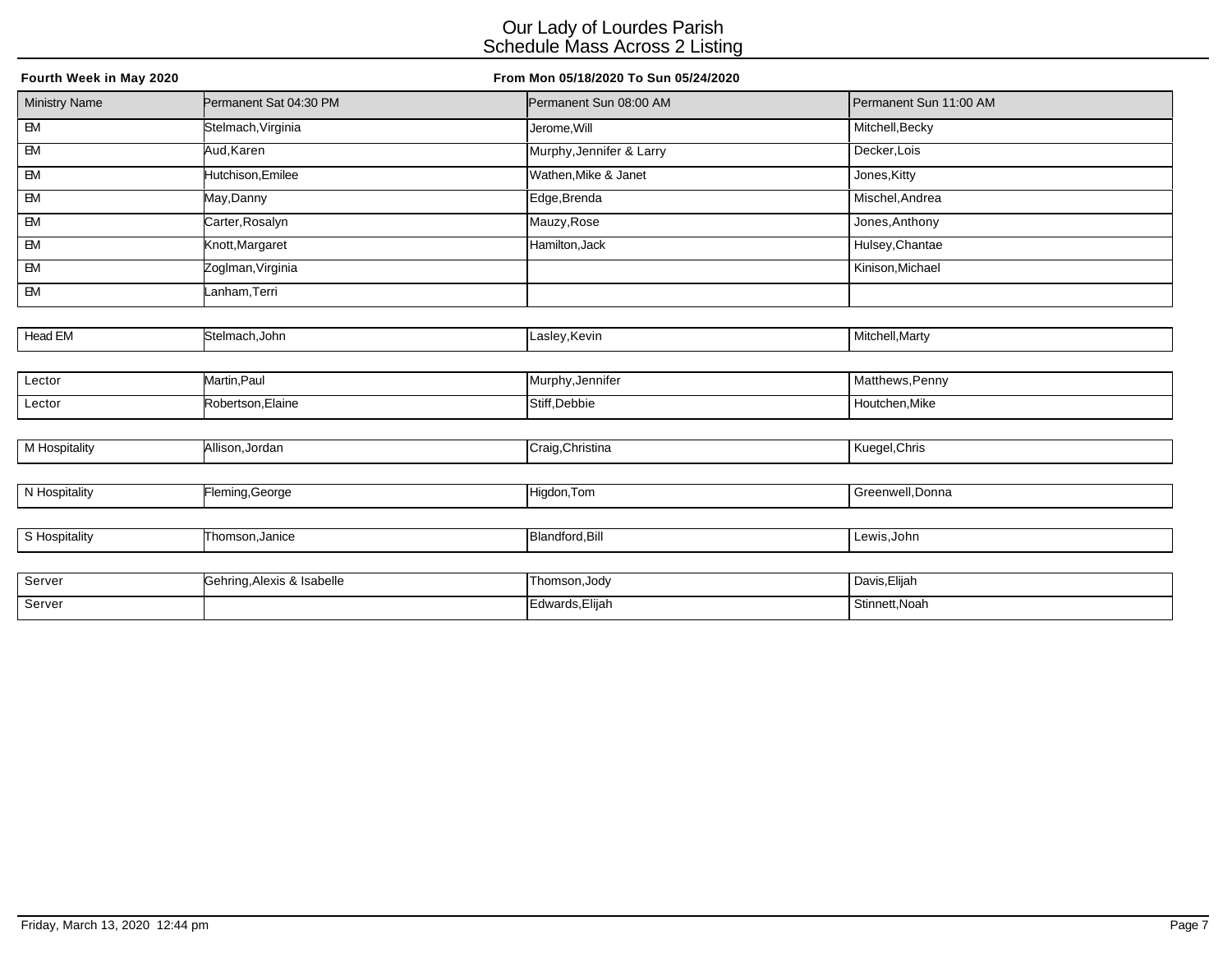# Our Lady of Lourdes Parish
## Schedule Mass Across 2 Listing

**Fourth Week in May 2020** **From Mon 05/18/2020 To Sun 05/24/2020**

| Ministry Name | Permanent Sat 04:30 PM | Permanent Sun 08:00 AM | Permanent Sun 11:00 AM |
|---|---|---|---|
| EM | Stelmach,Virginia | Jerome,Will | Mitchell,Becky |
| EM | Aud,Karen | Murphy,Jennifer & Larry | Decker,Lois |
| EM | Hutchison,Emilee | Wathen,Mike & Janet | Jones,Kitty |
| EM | May,Danny | Edge,Brenda | Mischel,Andrea |
| EM | Carter,Rosalyn | Mauzy,Rose | Jones,Anthony |
| EM | Knott,Margaret | Hamilton,Jack | Hulsey,Chantae |
| EM | Zoglman,Virginia | | Kinison,Michael |
| EM | Lanham,Terri | | |
| Head EM | Stelmach,John | Lasley,Kevin | Mitchell,Marty |
| Lector | Martin,Paul | Murphy,Jennifer | Matthews,Penny |
| Lector | Robertson,Elaine | Stiff,Debbie | Houtchen,Mike |
| M Hospitality | Allison,Jordan | Craig,Christina | Kuegel,Chris |
| N Hospitality | Fleming,George | Higdon,Tom | Greenwell,Donna |
| S Hospitality | Thomson,Janice | Blandford,Bill | Lewis,John |
| Server | Gehring,Alexis & Isabelle | Thomson,Jody | Davis,Elijah |
| Server | | Edwards,Elijah | Stinnett,Noah |

Friday, March 13, 2020 12:44 pm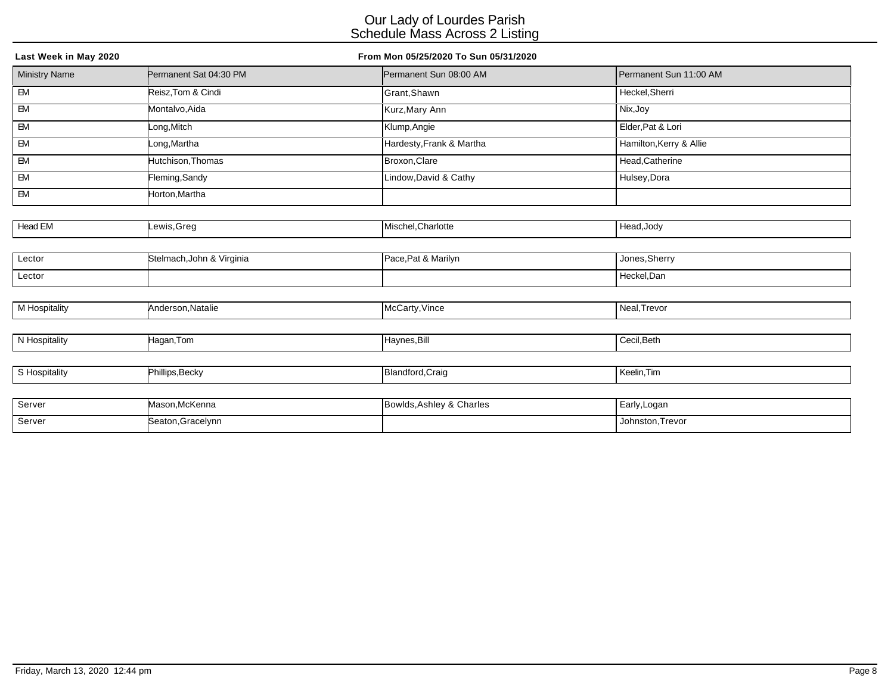# Our Lady of Lourdes Parish
## Schedule Mass Across 2 Listing

**Last Week in May 2020** **From Mon 05/25/2020 To Sun 05/31/2020**

| Ministry Name | Permanent Sat 04:30 PM | Permanent Sun 08:00 AM | Permanent Sun 11:00 AM |
|---|---|---|---|
| EM | Reisz,Tom & Cindi | Grant,Shawn | Heckel,Sherri |
| EM | Montalvo,Aida | Kurz,Mary Ann | Nix,Joy |
| EM | Long,Mitch | Klump,Angie | Elder,Pat & Lori |
| EM | Long,Martha | Hardesty,Frank & Martha | Hamilton,Kerry & Allie |
| EM | Hutchison,Thomas | Broxon,Clare | Head,Catherine |
| EM | Fleming,Sandy | Lindow,David & Cathy | Hulsey,Dora |
| EM | Horton,Martha | | |
| Head EM | Lewis,Greg | Mischel,Charlotte | Head,Jody |
| Lector | Stelmach,John & Virginia | Pace,Pat & Marilyn | Jones,Sherry |
| Lector | | | Heckel,Dan |
| M Hospitality | Anderson,Natalie | McCarty,Vince | Neal,Trevor |
| N Hospitality | Hagan,Tom | Haynes,Bill | Cecil,Beth |
| S Hospitality | Phillips,Becky | Blandford,Craig | Keelin,Tim |
| Server | Mason,McKenna | Bowlds,Ashley & Charles | Early,Logan |
| Server | Seaton,Gracelynn | | Johnston,Trevor |

Friday, March 13, 2020 12:44 pm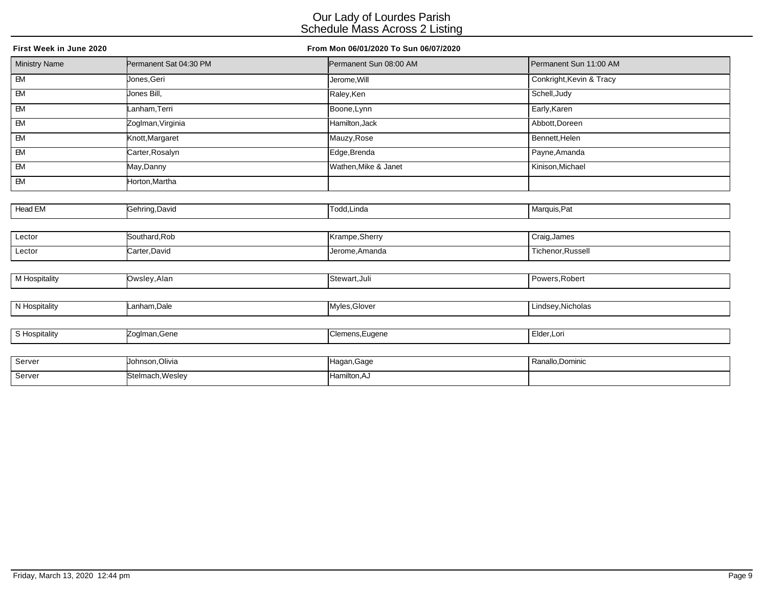# Our Lady of Lourdes Parish
## Schedule Mass Across 2 Listing

**First Week in June 2020** **From Mon 06/01/2020 To Sun 06/07/2020**

| Ministry Name | Permanent Sat 04:30 PM | Permanent Sun 08:00 AM | Permanent Sun 11:00 AM |
|---|---|---|---|
| EM | Jones,Geri | Jerome,Will | Conkright,Kevin & Tracy |
| EM | Jones Bill, | Raley,Ken | Schell,Judy |
| EM | Lanham,Terri | Boone,Lynn | Early,Karen |
| EM | Zoglman,Virginia | Hamilton,Jack | Abbott,Doreen |
| EM | Knott,Margaret | Mauzy,Rose | Bennett,Helen |
| EM | Carter,Rosalyn | Edge,Brenda | Payne,Amanda |
| EM | May,Danny | Wathen,Mike & Janet | Kinison,Michael |
| EM | Horton,Martha | | |
| Head EM | Gehring,David | Todd,Linda | Marquis,Pat |
| Lector | Southard,Rob | Krampe,Sherry | Craig,James |
| Lector | Carter,David | Jerome,Amanda | Tichenor,Russell |
| M Hospitality | Owsley,Alan | Stewart,Juli | Powers,Robert |
| N Hospitality | Lanham,Dale | Myles,Glover | Lindsey,Nicholas |
| S Hospitality | Zoglman,Gene | Clemens,Eugene | Elder,Lori |
| Server | Johnson,Olivia | Hagan,Gage | Ranallo,Dominic |
| Server | Stelmach,Wesley | Hamilton,AJ | |

Friday, March 13, 2020 12:44 pm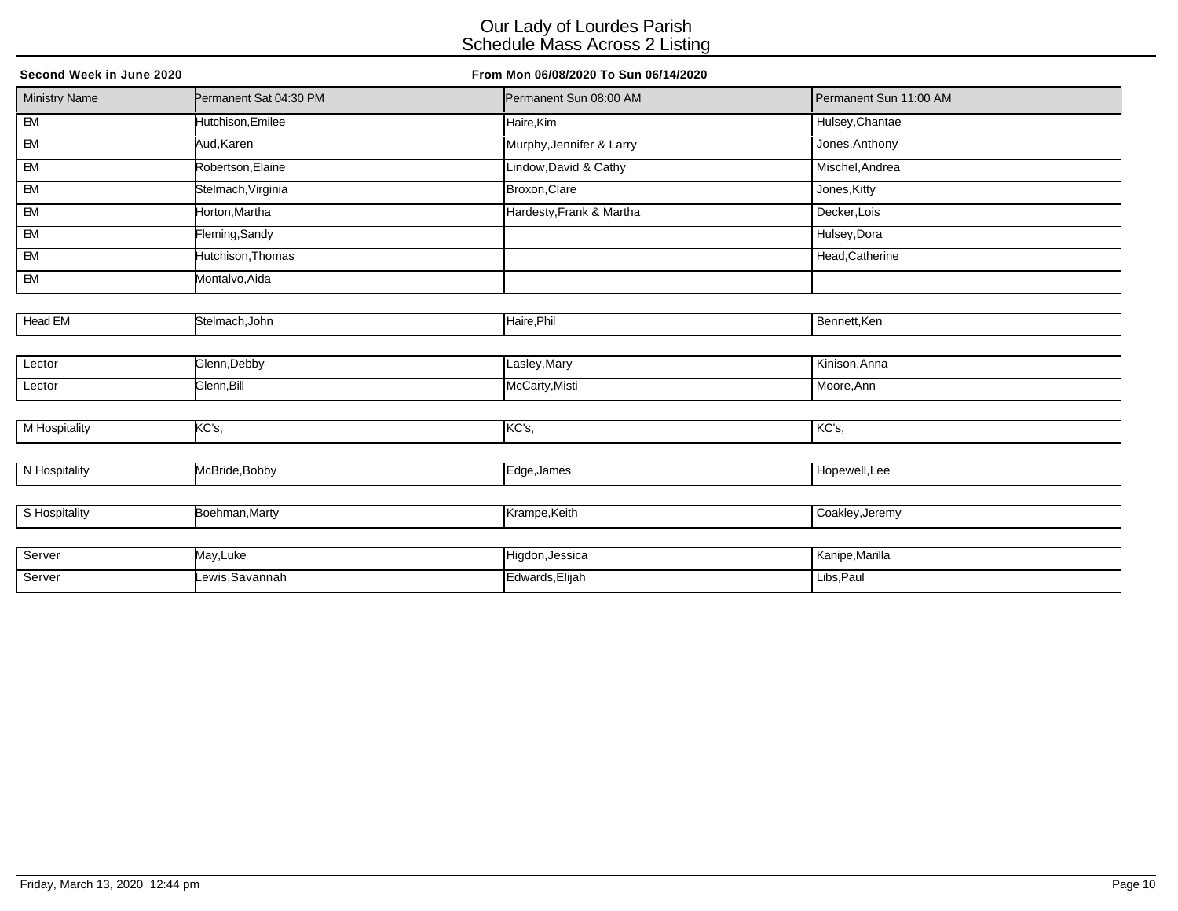# Our Lady of Lourdes Parish
## Schedule Mass Across 2 Listing

**Second Week in June 2020** **From Mon 06/08/2020 To Sun 06/14/2020**

| Ministry Name | Permanent Sat 04:30 PM | Permanent Sun 08:00 AM | Permanent Sun 11:00 AM |
|---|---|---|---|
| EM | Hutchison,Emilee | Haire,Kim | Hulsey,Chantae |
| EM | Aud,Karen | Murphy,Jennifer & Larry | Jones,Anthony |
| EM | Robertson,Elaine | Lindow,David & Cathy | Mischel,Andrea |
| EM | Stelmach,Virginia | Broxon,Clare | Jones,Kitty |
| EM | Horton,Martha | Hardesty,Frank & Martha | Decker,Lois |
| EM | Fleming,Sandy | | Hulsey,Dora |
| EM | Hutchison,Thomas | | Head,Catherine |
| EM | Montalvo,Aida | | |
| Head EM | Stelmach,John | Haire,Phil | Bennett,Ken |
| Lector | Glenn,Debby | Lasley,Mary | Kinison,Anna |
| Lector | Glenn,Bill | McCarty,Misti | Moore,Ann |
| M Hospitality | KC's, | KC's, | KC's, |
| N Hospitality | McBride,Bobby | Edge,James | Hopewell,Lee |
| S Hospitality | Boehman,Marty | Krampe,Keith | Coakley,Jeremy |
| Server | May,Luke | Higdon,Jessica | Kanipe,Marilla |
| Server | Lewis,Savannah | Edwards,Elijah | Libs,Paul |

Friday, March 13, 2020 12:44 pm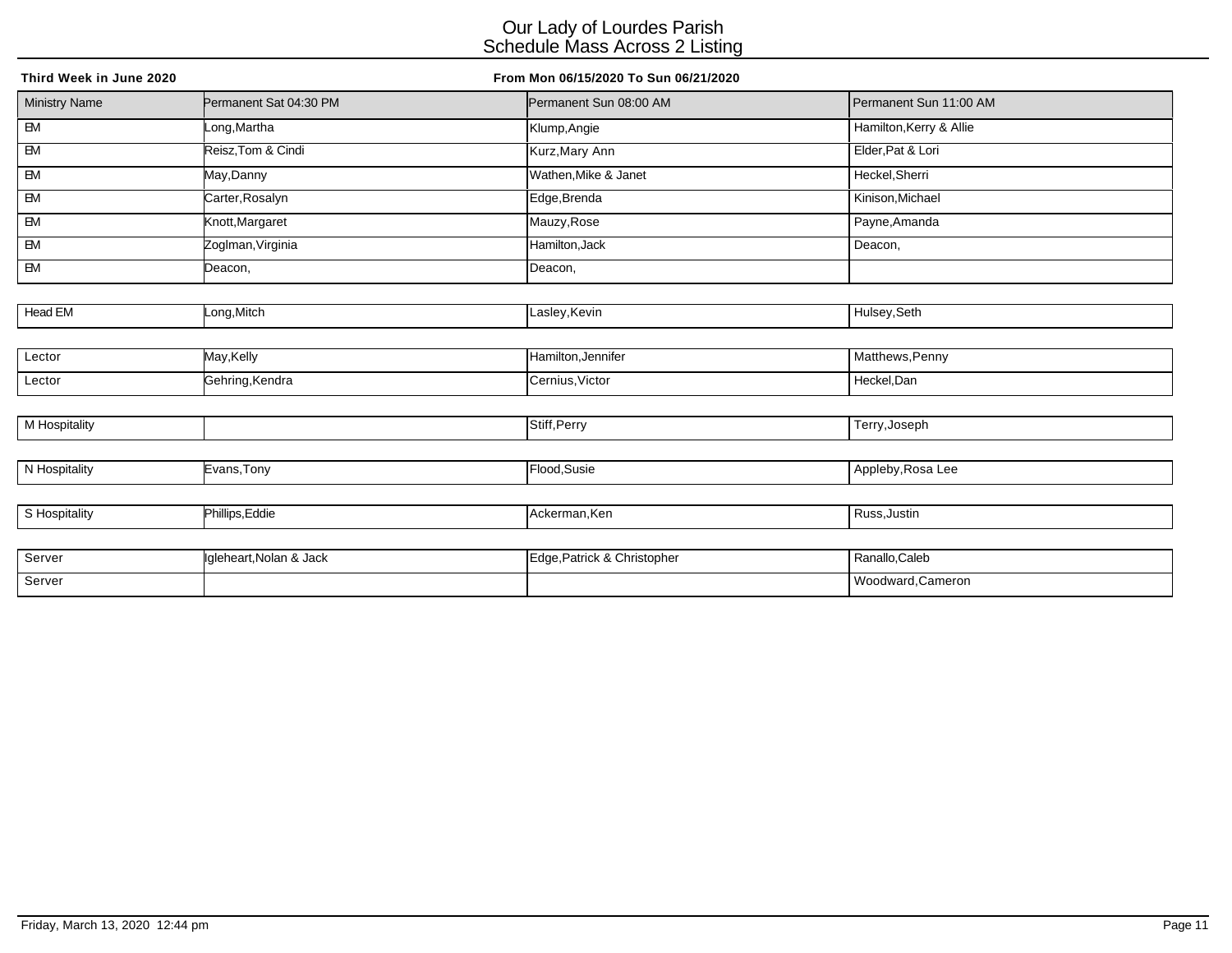# Our Lady of Lourdes Parish
## Schedule Mass Across 2 Listing

**Third Week in June 2020** **From Mon 06/15/2020 To Sun 06/21/2020**

| Ministry Name | Permanent Sat 04:30 PM | Permanent Sun 08:00 AM | Permanent Sun 11:00 AM |
|---|---|---|---|
| EM | Long,Martha | Klump,Angie | Hamilton,Kerry & Allie |
| EM | Reisz,Tom & Cindi | Kurz,Mary Ann | Elder,Pat & Lori |
| EM | May,Danny | Wathen,Mike & Janet | Heckel,Sherri |
| EM | Carter,Rosalyn | Edge,Brenda | Kinison,Michael |
| EM | Knott,Margaret | Mauzy,Rose | Payne,Amanda |
| EM | Zoglman,Virginia | Hamilton,Jack | Deacon, |
| EM | Deacon, | Deacon, | |
| Head EM | Long,Mitch | Lasley,Kevin | Hulsey,Seth |
| Lector | May,Kelly | Hamilton,Jennifer | Matthews,Penny |
| Lector | Gehring,Kendra | Cernius,Victor | Heckel,Dan |
| M Hospitality | | Stiff,Perry | Terry,Joseph |
| N Hospitality | Evans,Tony | Flood,Susie | Appleby,Rosa Lee |
| S Hospitality | Phillips,Eddie | Ackerman,Ken | Russ,Justin |
| Server | Igleheart,Nolan & Jack | Edge,Patrick & Christopher | Ranallo,Caleb |
| Server | | | Woodward,Cameron |

Friday, March 13, 2020 12:44 pm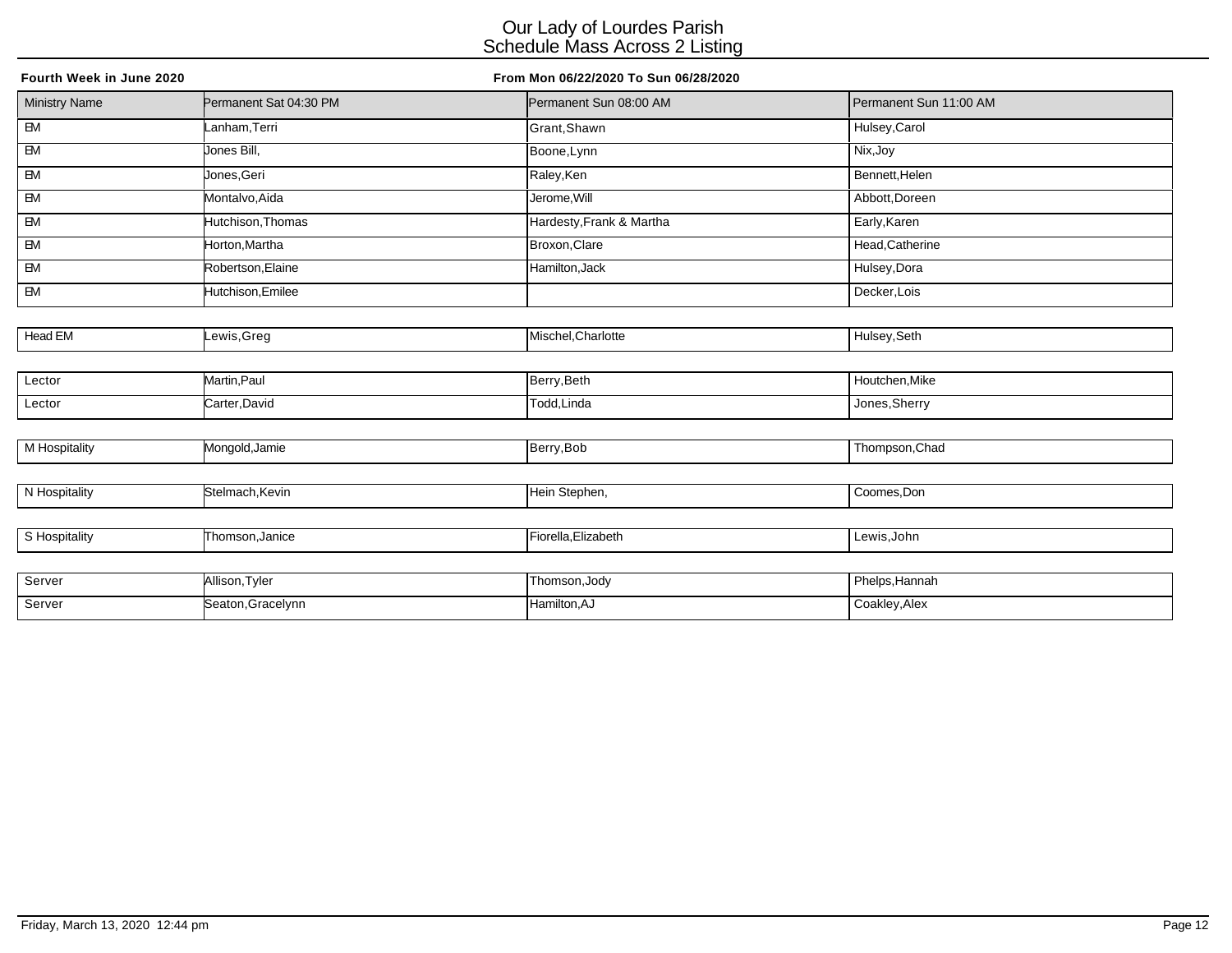# Our Lady of Lourdes Parish
## Schedule Mass Across 2 Listing

**Fourth Week in June 2020** **From Mon 06/22/2020 To Sun 06/28/2020**

| Ministry Name | Permanent Sat 04:30 PM | Permanent Sun 08:00 AM | Permanent Sun 11:00 AM |
|---|---|---|---|
| EM | Lanham,Terri | Grant,Shawn | Hulsey,Carol |
| EM | Jones Bill, | Boone,Lynn | Nix,Joy |
| EM | Jones,Geri | Raley,Ken | Bennett,Helen |
| EM | Montalvo,Aida | Jerome,Will | Abbott,Doreen |
| EM | Hutchison,Thomas | Hardesty,Frank & Martha | Early,Karen |
| EM | Horton,Martha | Broxon,Clare | Head,Catherine |
| EM | Robertson,Elaine | Hamilton,Jack | Hulsey,Dora |
| EM | Hutchison,Emilee | | Decker,Lois |
| Head EM | Lewis,Greg | Mischel,Charlotte | Hulsey,Seth |
| Lector | Martin,Paul | Berry,Beth | Houtchen,Mike |
| Lector | Carter,David | Todd,Linda | Jones,Sherry |
| M Hospitality | Mongold,Jamie | Berry,Bob | Thompson,Chad |
| N Hospitality | Stelmach,Kevin | Hein Stephen, | Coomes,Don |
| S Hospitality | Thomson,Janice | Fiorella,Elizabeth | Lewis,John |
| Server | Allison,Tyler | Thomson,Jody | Phelps,Hannah |
| Server | Seaton,Gracelynn | Hamilton,AJ | Coakley,Alex |

Friday, March 13, 2020 12:44 pm